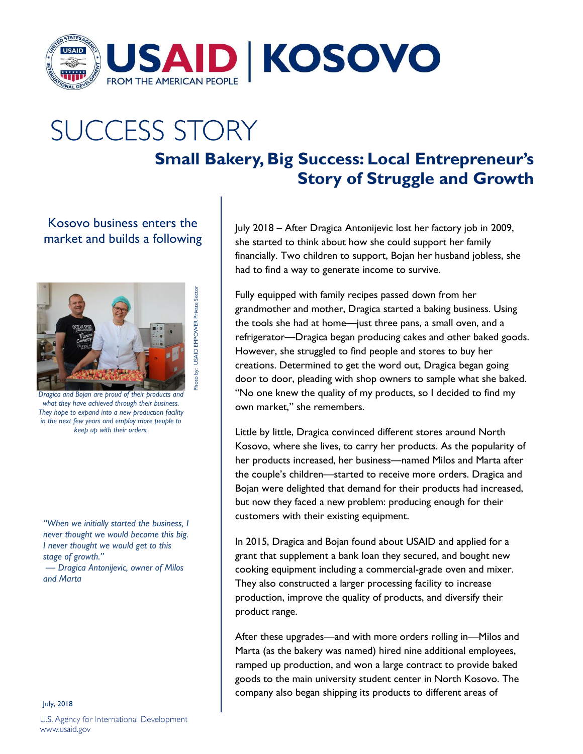# SUCCESS STORY

## Small Bakery, Big Success: Local Entrepreneur's Story of Struggle and Growth

### Kosovo business enters the market and builds a following

Photo by: USAID EMPOWER Private Sector

*Dragica and Bojan are proud of their products and what they have achieved through their business. They hope to expand into a new production facility in the next few years and employ more people to keep up with their orders.*

*"When we initially started the business, I never thought we would become this big. I never thought we would get to this stage of growth."*
*— Dragica Antonijevic, owner of Milos and Marta*

July 2018 – After Dragica Antonijevic lost her factory job in 2009, she started to think about how she could support her family financially. Two children to support, Bojan her husband jobless, she had to find a way to generate income to survive.

Fully equipped with family recipes passed down from her grandmother and mother, Dragica started a baking business. Using the tools she had at home—just three pans, a small oven, and a refrigerator—Dragica began producing cakes and other baked goods. However, she struggled to find people and stores to buy her creations. Determined to get the word out, Dragica began going door to door, pleading with shop owners to sample what she baked. "No one knew the quality of my products, so I decided to find my own market," she remembers.

Little by little, Dragica convinced different stores around North Kosovo, where she lives, to carry her products. As the popularity of her products increased, her business—named Milos and Marta after the couple's children—started to receive more orders. Dragica and Bojan were delighted that demand for their products had increased, but now they faced a new problem: producing enough for their customers with their existing equipment.

In 2015, Dragica and Bojan found about USAID and applied for a grant that supplement a bank loan they secured, and bought new cooking equipment including a commercial-grade oven and mixer. They also constructed a larger processing facility to increase production, improve the quality of products, and diversify their product range.

After these upgrades—and with more orders rolling in—Milos and Marta (as the bakery was named) hired nine additional employees, ramped up production, and won a large contract to provide baked goods to the main university student center in North Kosovo. The company also began shipping its products to different areas of

July, 2018

U.S. Agency for International Development
www.usaid.gov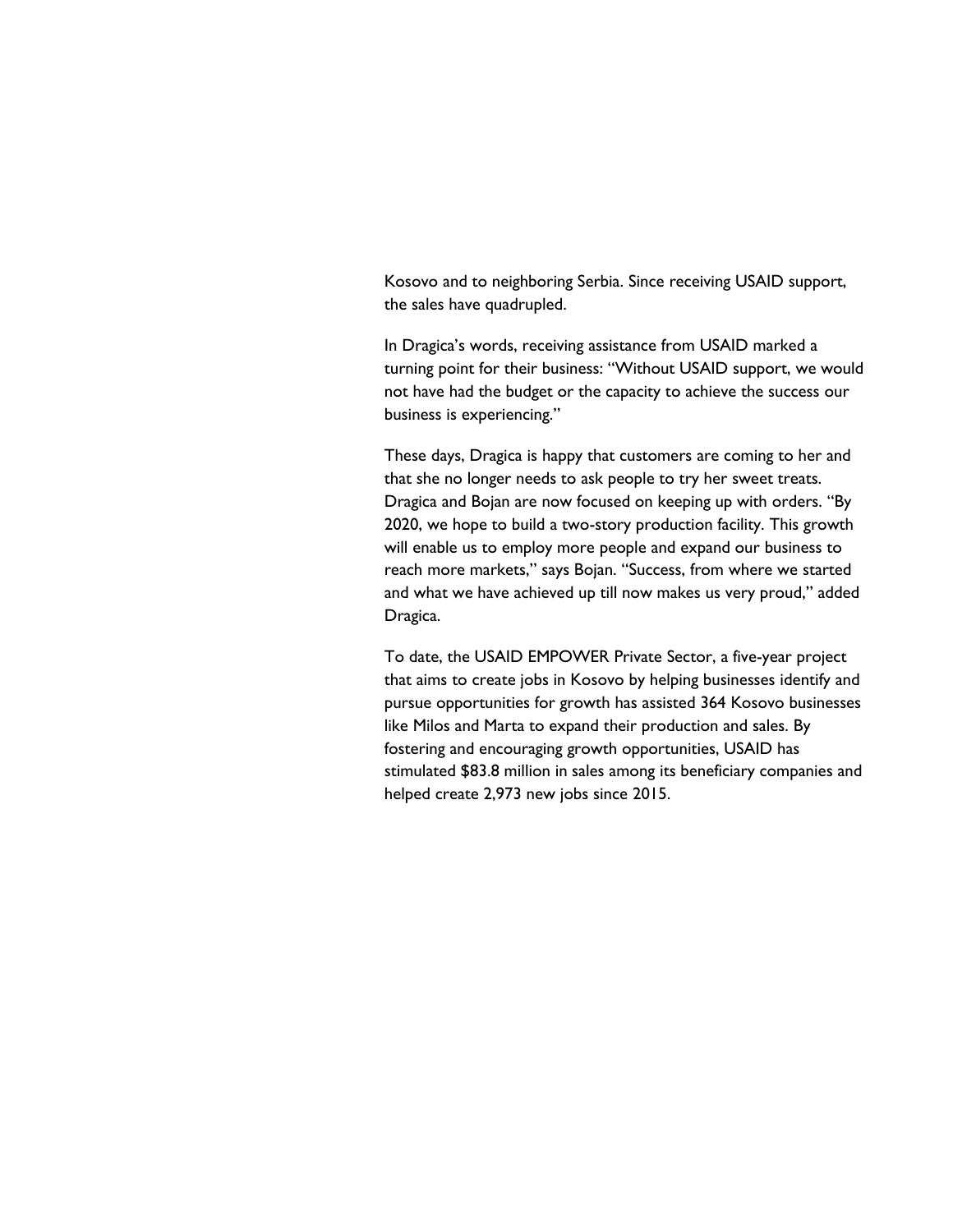Kosovo and to neighboring Serbia. Since receiving USAID support, the sales have quadrupled.

In Dragica's words, receiving assistance from USAID marked a turning point for their business: "Without USAID support, we would not have had the budget or the capacity to achieve the success our business is experiencing."

These days, Dragica is happy that customers are coming to her and that she no longer needs to ask people to try her sweet treats. Dragica and Bojan are now focused on keeping up with orders. "By 2020, we hope to build a two-story production facility. This growth will enable us to employ more people and expand our business to reach more markets," says Bojan. "Success, from where we started and what we have achieved up till now makes us very proud," added Dragica.

To date, the USAID EMPOWER Private Sector, a five-year project that aims to create jobs in Kosovo by helping businesses identify and pursue opportunities for growth has assisted 364 Kosovo businesses like Milos and Marta to expand their production and sales. By fostering and encouraging growth opportunities, USAID has stimulated $83.8 million in sales among its beneficiary companies and helped create 2,973 new jobs since 2015.